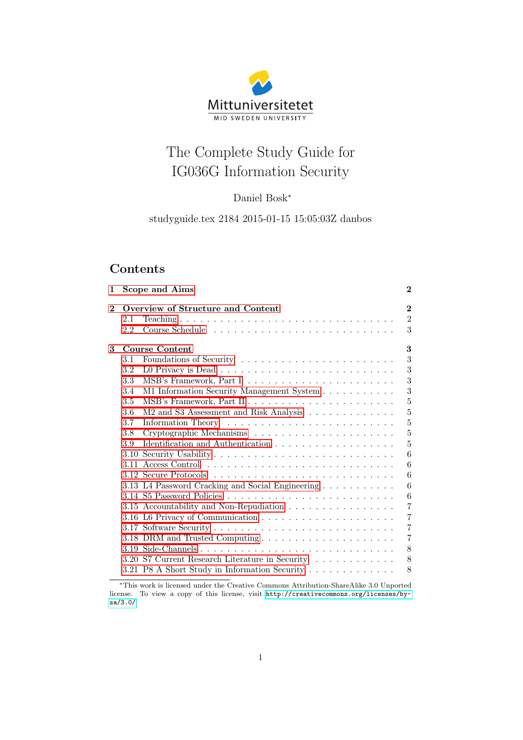Mittuniversitetet

MID SWEDEN UNIVERSITY

# The Complete Study Guide for IG036G Information Security

Daniel Bosk[*]

studyguide.tex 2184 2015-01-15 15:05:03Z danbos

## Contents

- **1 Scope and Aims** — **2**
- **2 Overview of Structure and Content** — **2**
  - 2.1 Teaching — 2
  - 2.2 Course Schedule — 3
- **3 Course Content** — **3**
  - 3.1 Foundations of Security — 3
  - 3.2 L0 Privacy is Dead — 3
  - 3.3 MSB's Framework, Part I — 3
  - 3.4 M1 Information Security Management System — 3
  - 3.5 MSB's Framework, Part II — 5
  - 3.6 M2 and S3 Assessment and Risk Analysis — 5
  - 3.7 Information Theory — 5
  - 3.8 Cryptographic Mechanisms — 5
  - 3.9 Identification and Authentication — 5
  - 3.10 Security Usability — 6
  - 3.11 Access Control — 6
  - 3.12 Secure Protocols — 6
  - 3.13 L4 Password Cracking and Social Engineering — 6
  - 3.14 S5 Password Policies — 6
  - 3.15 Accountability and Non-Repudiation — 7
  - 3.16 L6 Privacy of Communication — 7
  - 3.17 Software Security — 7
  - 3.18 DRM and Trusted Computing — 7
  - 3.19 Side-Channels — 8
  - 3.20 S7 Current Research Literature in Security — 8
  - 3.21 P8 A Short Study in Information Security — 8

[*]This work is licensed under the Creative Commons Attribution-ShareAlike 3.0 Unported license. To view a copy of this license, visit http://creativecommons.org/licenses/by-sa/3.0/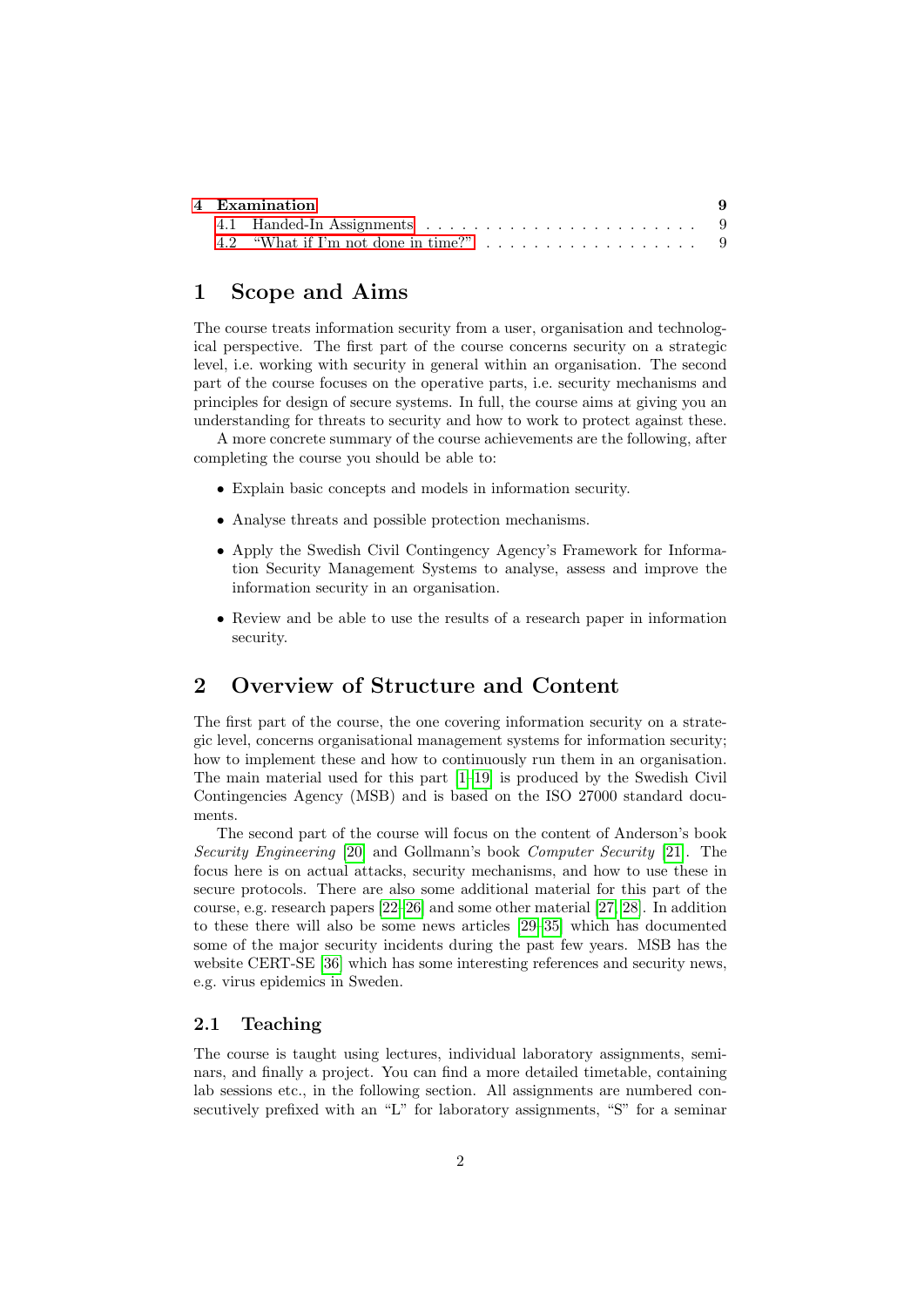| | |
|---|---|
| **4 Examination** | **9** |
| 4.1 Handed-In Assignments | 9 |
| 4.2 "What if I'm not done in time?" | 9 |

# 1 Scope and Aims

The course treats information security from a user, organisation and technological perspective. The first part of the course concerns security on a strategic level, i.e. working with security in general within an organisation. The second part of the course focuses on the operative parts, i.e. security mechanisms and principles for design of secure systems. In full, the course aims at giving you an understanding for threats to security and how to work to protect against these.

A more concrete summary of the course achievements are the following, after completing the course you should be able to:

- Explain basic concepts and models in information security.
- Analyse threats and possible protection mechanisms.
- Apply the Swedish Civil Contingency Agency's Framework for Information Security Management Systems to analyse, assess and improve the information security in an organisation.
- Review and be able to use the results of a research paper in information security.

# 2 Overview of Structure and Content

The first part of the course, the one covering information security on a strategic level, concerns organisational management systems for information security; how to implement these and how to continuously run them in an organisation. The main material used for this part [1–19] is produced by the Swedish Civil Contingencies Agency (MSB) and is based on the ISO 27000 standard documents.

The second part of the course will focus on the content of Anderson's book *Security Engineering* [20] and Gollmann's book *Computer Security* [21]. The focus here is on actual attacks, security mechanisms, and how to use these in secure protocols. There are also some additional material for this part of the course, e.g. research papers [22–26] and some other material [27, 28]. In addition to these there will also be some news articles [29–35] which has documented some of the major security incidents during the past few years. MSB has the website CERT-SE [36] which has some interesting references and security news, e.g. virus epidemics in Sweden.

## 2.1 Teaching

The course is taught using lectures, individual laboratory assignments, seminars, and finally a project. You can find a more detailed timetable, containing lab sessions etc., in the following section. All assignments are numbered consecutively prefixed with an "L" for laboratory assignments, "S" for a seminar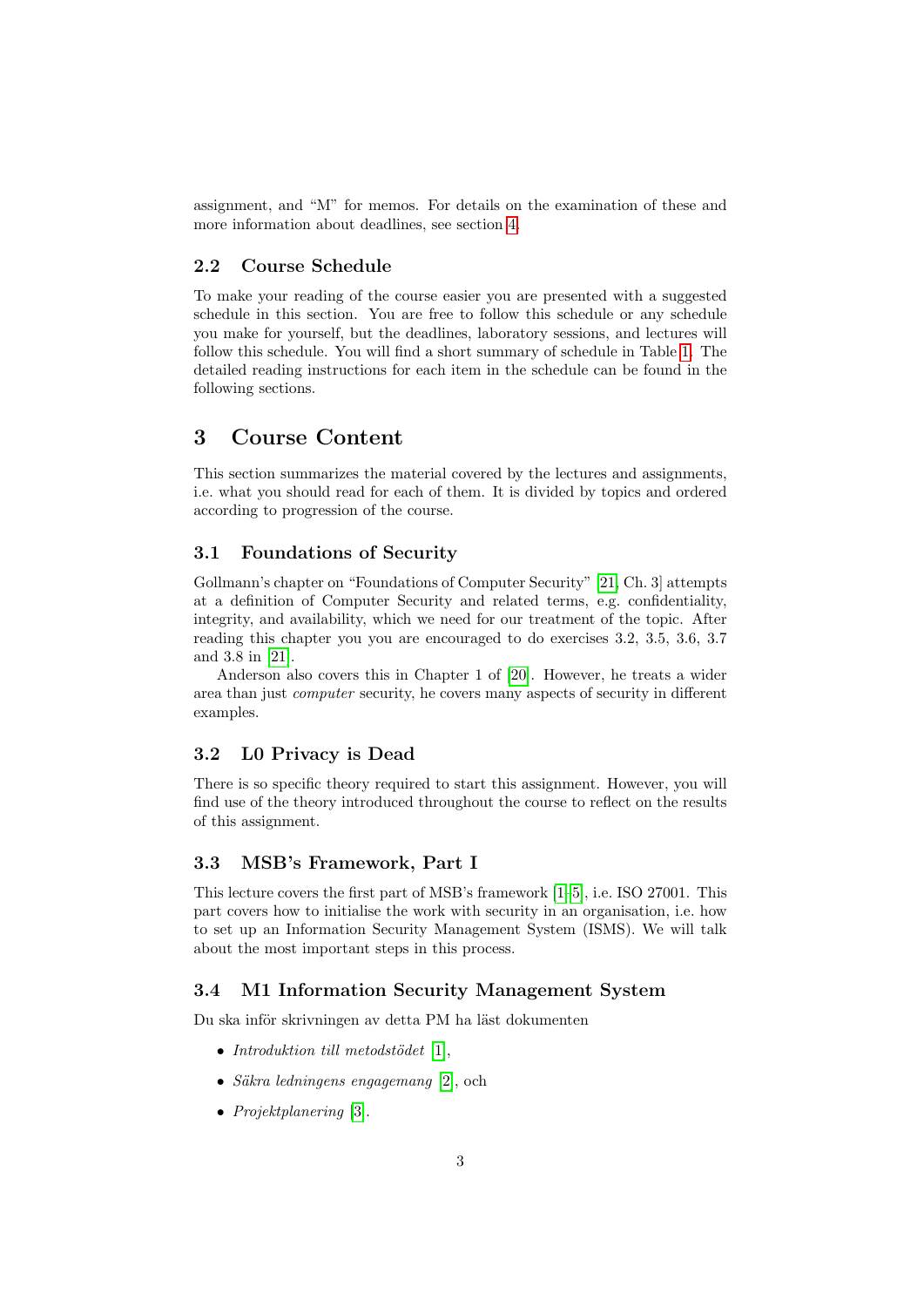assignment, and "M" for memos. For details on the examination of these and more information about deadlines, see section 4.

### 2.2 Course Schedule

To make your reading of the course easier you are presented with a suggested schedule in this section. You are free to follow this schedule or any schedule you make for yourself, but the deadlines, laboratory sessions, and lectures will follow this schedule. You will find a short summary of schedule in Table 1. The detailed reading instructions for each item in the schedule can be found in the following sections.

## 3 Course Content

This section summarizes the material covered by the lectures and assignments, i.e. what you should read for each of them. It is divided by topics and ordered according to progression of the course.

### 3.1 Foundations of Security

Gollmann's chapter on "Foundations of Computer Security" [21, Ch. 3] attempts at a definition of Computer Security and related terms, e.g. confidentiality, integrity, and availability, which we need for our treatment of the topic. After reading this chapter you you are encouraged to do exercises 3.2, 3.5, 3.6, 3.7 and 3.8 in [21].

Anderson also covers this in Chapter 1 of [20]. However, he treats a wider area than just *computer* security, he covers many aspects of security in different examples.

### 3.2 L0 Privacy is Dead

There is so specific theory required to start this assignment. However, you will find use of the theory introduced throughout the course to reflect on the results of this assignment.

### 3.3 MSB's Framework, Part I

This lecture covers the first part of MSB's framework [1–5], i.e. ISO 27001. This part covers how to initialise the work with security in an organisation, i.e. how to set up an Information Security Management System (ISMS). We will talk about the most important steps in this process.

### 3.4 M1 Information Security Management System

Du ska inför skrivningen av detta PM ha läst dokumenten

- *Introduktion till metodstödet* [1],
- *Säkra ledningens engagemang* [2], och
- *Projektplanering* [3].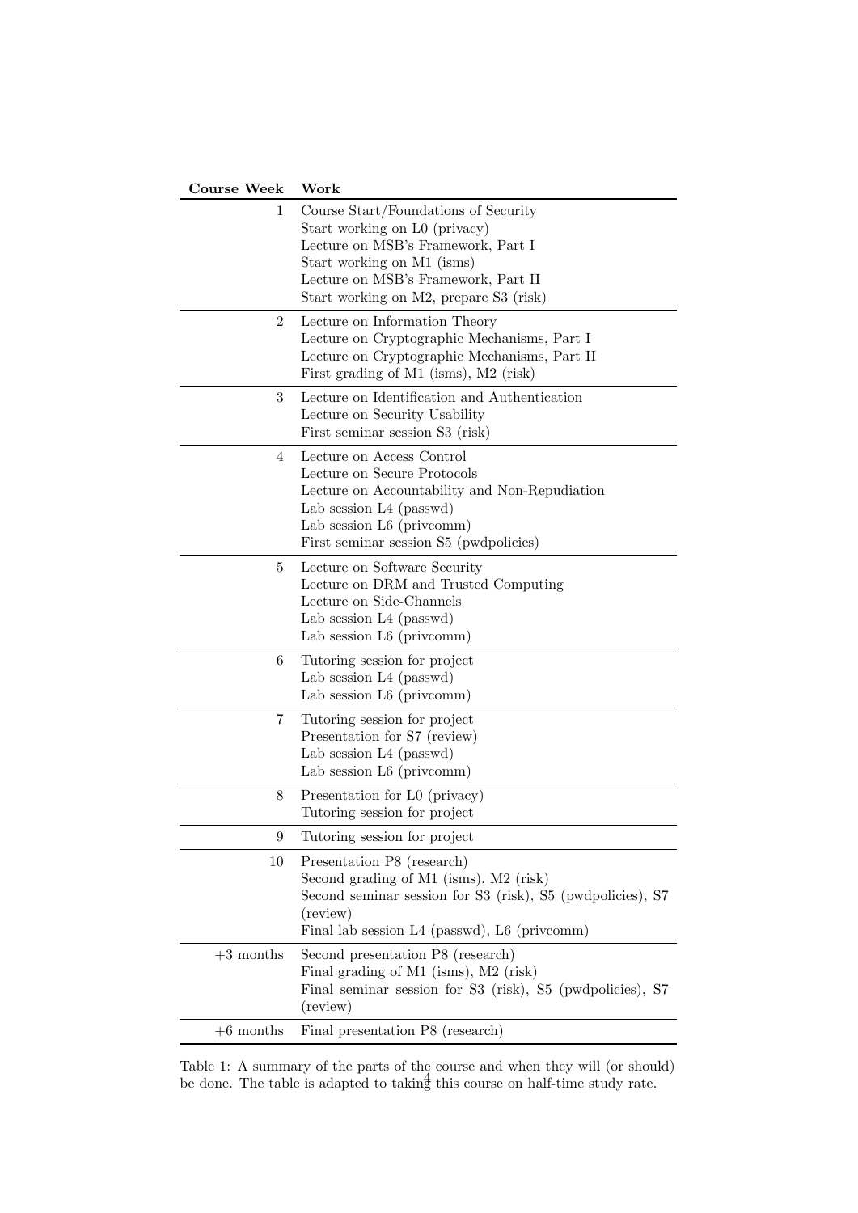| Course Week | Work |
| --- | --- |
| 1 | Course Start/Foundations of Security<br>Start working on L0 (privacy)<br>Lecture on MSB's Framework, Part I<br>Start working on M1 (isms)<br>Lecture on MSB's Framework, Part II<br>Start working on M2, prepare S3 (risk) |
| 2 | Lecture on Information Theory<br>Lecture on Cryptographic Mechanisms, Part I<br>Lecture on Cryptographic Mechanisms, Part II<br>First grading of M1 (isms), M2 (risk) |
| 3 | Lecture on Identification and Authentication<br>Lecture on Security Usability<br>First seminar session S3 (risk) |
| 4 | Lecture on Access Control<br>Lecture on Secure Protocols<br>Lecture on Accountability and Non-Repudiation<br>Lab session L4 (passwd)<br>Lab session L6 (privcomm)<br>First seminar session S5 (pwdpolicies) |
| 5 | Lecture on Software Security<br>Lecture on DRM and Trusted Computing<br>Lecture on Side-Channels<br>Lab session L4 (passwd)<br>Lab session L6 (privcomm) |
| 6 | Tutoring session for project<br>Lab session L4 (passwd)<br>Lab session L6 (privcomm) |
| 7 | Tutoring session for project<br>Presentation for S7 (review)<br>Lab session L4 (passwd)<br>Lab session L6 (privcomm) |
| 8 | Presentation for L0 (privacy)<br>Tutoring session for project |
| 9 | Tutoring session for project |
| 10 | Presentation P8 (research)<br>Second grading of M1 (isms), M2 (risk)<br>Second seminar session for S3 (risk), S5 (pwdpolicies), S7 (review)<br>Final lab session L4 (passwd), L6 (privcomm) |
| +3 months | Second presentation P8 (research)<br>Final grading of M1 (isms), M2 (risk)<br>Final seminar session for S3 (risk), S5 (pwdpolicies), S7 (review) |
| +6 months | Final presentation P8 (research) |

Table 1: A summary of the parts of the course and when they will (or should) be done. The table is adapted to taking this course on half-time study rate.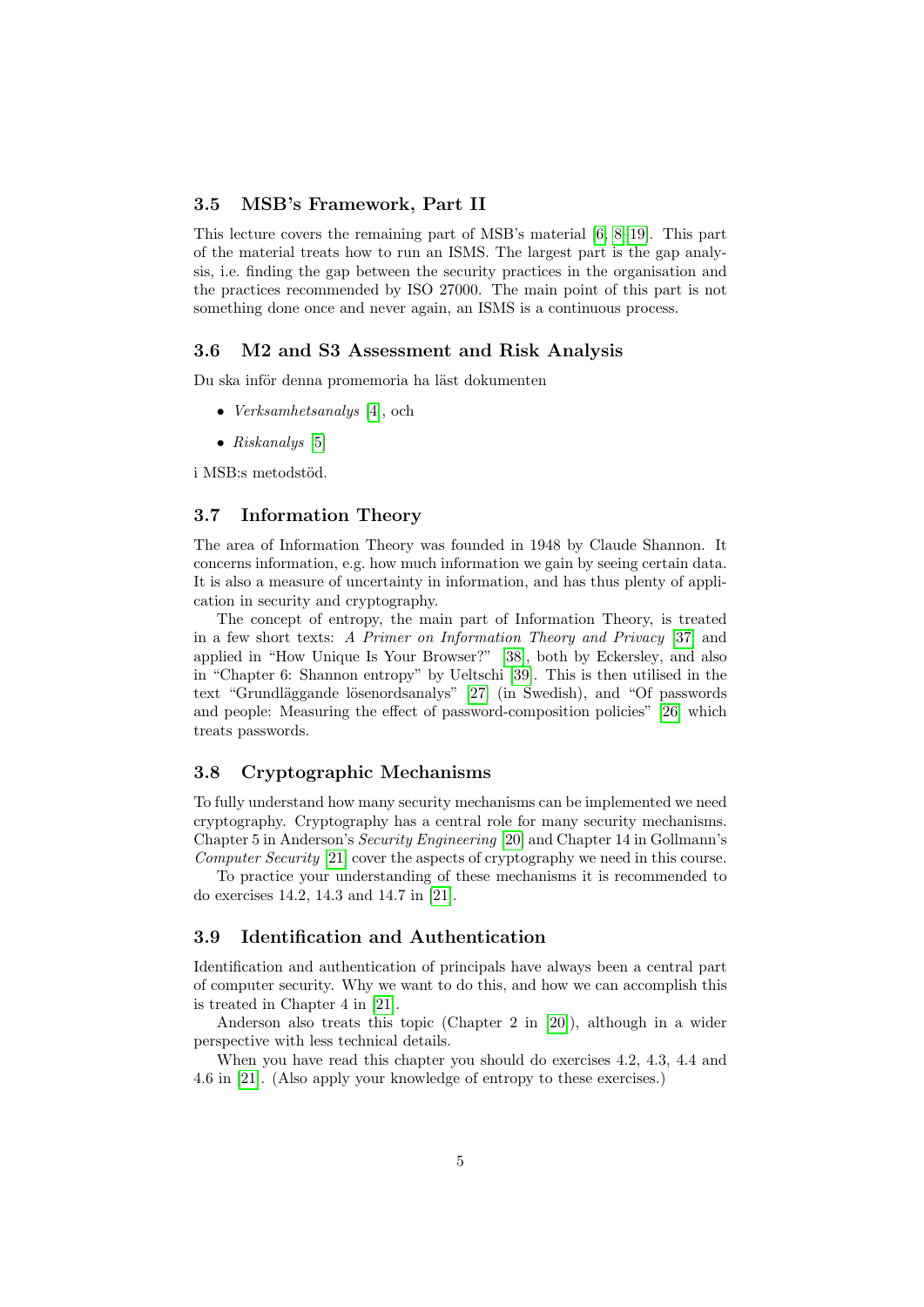### 3.5 MSB's Framework, Part II

This lecture covers the remaining part of MSB's material [6, 8–19]. This part of the material treats how to run an ISMS. The largest part is the gap analysis, i.e. finding the gap between the security practices in the organisation and the practices recommended by ISO 27000. The main point of this part is not something done once and never again, an ISMS is a continuous process.

### 3.6 M2 and S3 Assessment and Risk Analysis

Du ska inför denna promemoria ha läst dokumenten

- *Verksamhetsanalys* [4], och
- *Riskanalys* [5]

i MSB:s metodstöd.

### 3.7 Information Theory

The area of Information Theory was founded in 1948 by Claude Shannon. It concerns information, e.g. how much information we gain by seeing certain data. It is also a measure of uncertainty in information, and has thus plenty of application in security and cryptography.

The concept of entropy, the main part of Information Theory, is treated in a few short texts: *A Primer on Information Theory and Privacy* [37] and applied in "How Unique Is Your Browser?" [38], both by Eckersley, and also in "Chapter 6: Shannon entropy" by Ueltschi [39]. This is then utilised in the text "Grundläggande lösenordsanalys" [27] (in Swedish), and "Of passwords and people: Measuring the effect of password-composition policies" [26] which treats passwords.

### 3.8 Cryptographic Mechanisms

To fully understand how many security mechanisms can be implemented we need cryptography. Cryptography has a central role for many security mechanisms. Chapter 5 in Anderson's *Security Engineering* [20] and Chapter 14 in Gollmann's *Computer Security* [21] cover the aspects of cryptography we need in this course.

To practice your understanding of these mechanisms it is recommended to do exercises 14.2, 14.3 and 14.7 in [21].

### 3.9 Identification and Authentication

Identification and authentication of principals have always been a central part of computer security. Why we want to do this, and how we can accomplish this is treated in Chapter 4 in [21].

Anderson also treats this topic (Chapter 2 in [20]), although in a wider perspective with less technical details.

When you have read this chapter you should do exercises 4.2, 4.3, 4.4 and 4.6 in [21]. (Also apply your knowledge of entropy to these exercises.)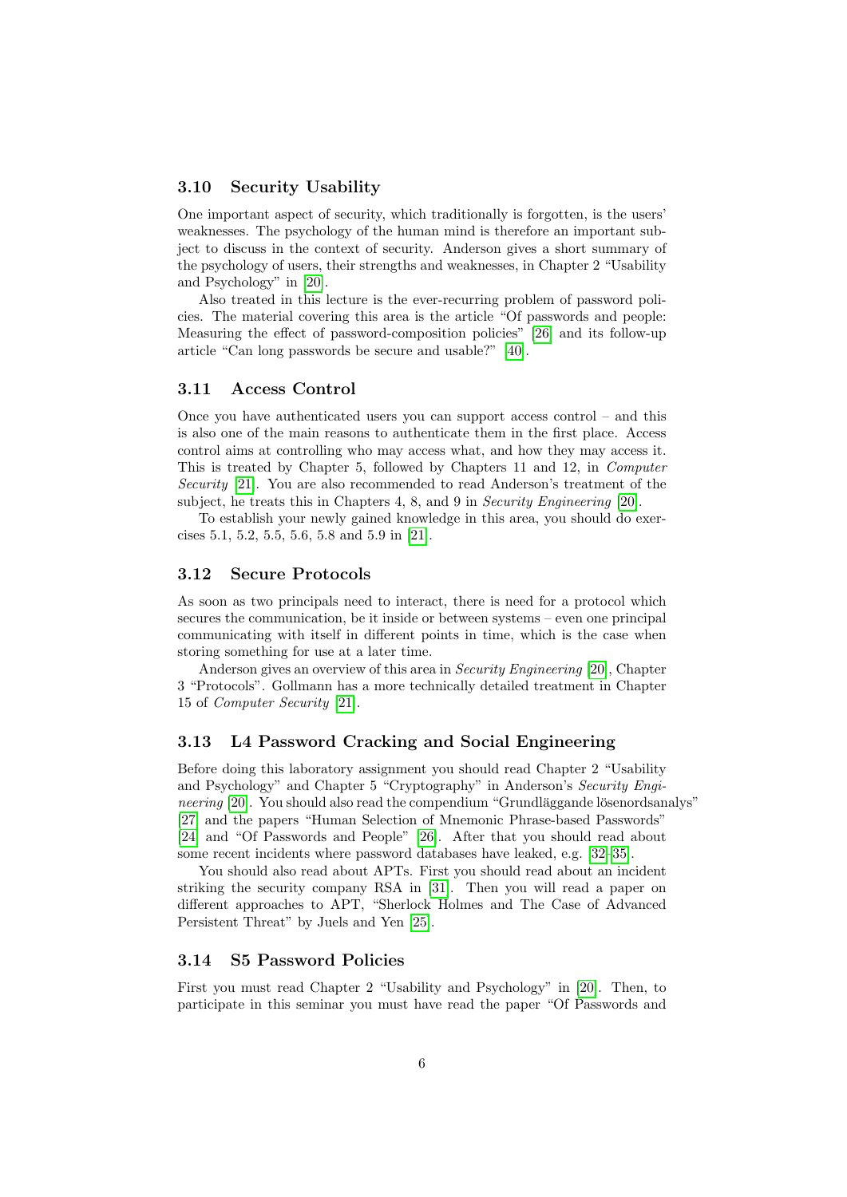### 3.10 Security Usability

One important aspect of security, which traditionally is forgotten, is the users' weaknesses. The psychology of the human mind is therefore an important subject to discuss in the context of security. Anderson gives a short summary of the psychology of users, their strengths and weaknesses, in Chapter 2 "Usability and Psychology" in [20].

Also treated in this lecture is the ever-recurring problem of password policies. The material covering this area is the article "Of passwords and people: Measuring the effect of password-composition policies" [26] and its follow-up article "Can long passwords be secure and usable?" [40].

### 3.11 Access Control

Once you have authenticated users you can support access control – and this is also one of the main reasons to authenticate them in the first place. Access control aims at controlling who may access what, and how they may access it. This is treated by Chapter 5, followed by Chapters 11 and 12, in *Computer Security* [21]. You are also recommended to read Anderson's treatment of the subject, he treats this in Chapters 4, 8, and 9 in *Security Engineering* [20].

To establish your newly gained knowledge in this area, you should do exercises 5.1, 5.2, 5.5, 5.6, 5.8 and 5.9 in [21].

### 3.12 Secure Protocols

As soon as two principals need to interact, there is need for a protocol which secures the communication, be it inside or between systems – even one principal communicating with itself in different points in time, which is the case when storing something for use at a later time.

Anderson gives an overview of this area in *Security Engineering* [20], Chapter 3 "Protocols". Gollmann has a more technically detailed treatment in Chapter 15 of *Computer Security* [21].

### 3.13 L4 Password Cracking and Social Engineering

Before doing this laboratory assignment you should read Chapter 2 "Usability and Psychology" and Chapter 5 "Cryptography" in Anderson's *Security Engineering* [20]. You should also read the compendium "Grundläggande lösenordsanalys" [27] and the papers "Human Selection of Mnemonic Phrase-based Passwords" [24] and "Of Passwords and People" [26]. After that you should read about some recent incidents where password databases have leaked, e.g. [32–35].

You should also read about APTs. First you should read about an incident striking the security company RSA in [31]. Then you will read a paper on different approaches to APT, "Sherlock Holmes and The Case of Advanced Persistent Threat" by Juels and Yen [25].

### 3.14 S5 Password Policies

First you must read Chapter 2 "Usability and Psychology" in [20]. Then, to participate in this seminar you must have read the paper "Of Passwords and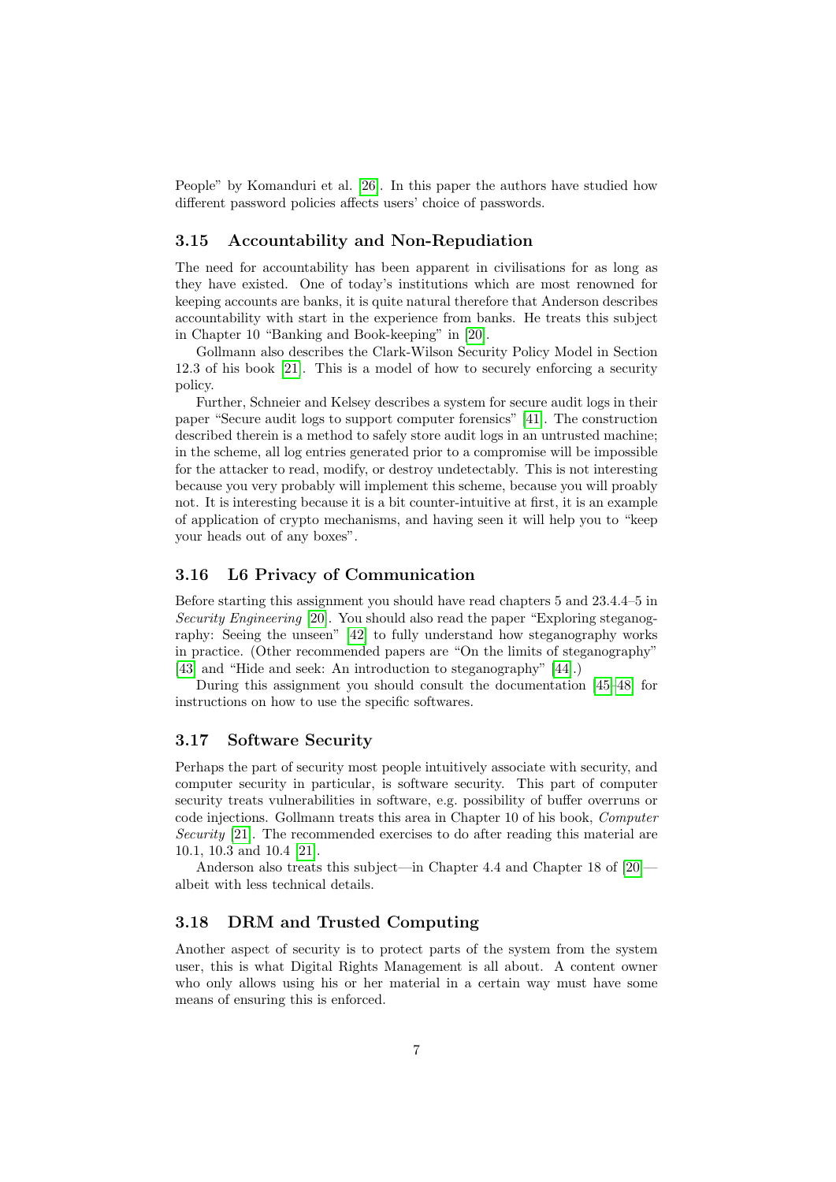People" by Komanduri et al. [26]. In this paper the authors have studied how different password policies affects users' choice of passwords.

### 3.15 Accountability and Non-Repudiation

The need for accountability has been apparent in civilisations for as long as they have existed. One of today's institutions which are most renowned for keeping accounts are banks, it is quite natural therefore that Anderson describes accountability with start in the experience from banks. He treats this subject in Chapter 10 "Banking and Book-keeping" in [20].

Gollmann also describes the Clark-Wilson Security Policy Model in Section 12.3 of his book [21]. This is a model of how to securely enforcing a security policy.

Further, Schneier and Kelsey describes a system for secure audit logs in their paper "Secure audit logs to support computer forensics" [41]. The construction described therein is a method to safely store audit logs in an untrusted machine; in the scheme, all log entries generated prior to a compromise will be impossible for the attacker to read, modify, or destroy undetectably. This is not interesting because you very probably will implement this scheme, because you will proably not. It is interesting because it is a bit counter-intuitive at first, it is an example of application of crypto mechanisms, and having seen it will help you to "keep your heads out of any boxes".

### 3.16 L6 Privacy of Communication

Before starting this assignment you should have read chapters 5 and 23.4.4–5 in *Security Engineering* [20]. You should also read the paper "Exploring steganography: Seeing the unseen" [42] to fully understand how steganography works in practice. (Other recommended papers are "On the limits of steganography" [43] and "Hide and seek: An introduction to steganography" [44].)

During this assignment you should consult the documentation [45–48] for instructions on how to use the specific softwares.

### 3.17 Software Security

Perhaps the part of security most people intuitively associate with security, and computer security in particular, is software security. This part of computer security treats vulnerabilities in software, e.g. possibility of buffer overruns or code injections. Gollmann treats this area in Chapter 10 of his book, *Computer Security* [21]. The recommended exercises to do after reading this material are 10.1, 10.3 and 10.4 [21].

Anderson also treats this subject—in Chapter 4.4 and Chapter 18 of [20]—albeit with less technical details.

### 3.18 DRM and Trusted Computing

Another aspect of security is to protect parts of the system from the system user, this is what Digital Rights Management is all about. A content owner who only allows using his or her material in a certain way must have some means of ensuring this is enforced.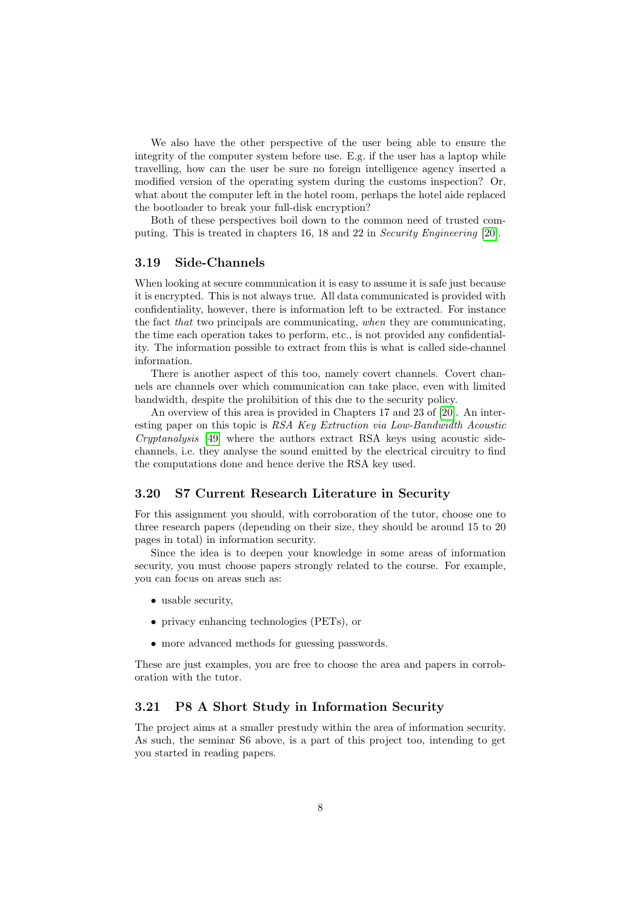We also have the other perspective of the user being able to ensure the integrity of the computer system before use. E.g. if the user has a laptop while travelling, how can the user be sure no foreign intelligence agency inserted a modified version of the operating system during the customs inspection? Or, what about the computer left in the hotel room, perhaps the hotel aide replaced the bootloader to break your full-disk encryption?

Both of these perspectives boil down to the common need of trusted computing. This is treated in chapters 16, 18 and 22 in *Security Engineering* [20].

### 3.19 Side-Channels

When looking at secure communication it is easy to assume it is safe just because it is encrypted. This is not always true. All data communicated is provided with confidentiality, however, there is information left to be extracted. For instance the fact *that* two principals are communicating, *when* they are communicating, the time each operation takes to perform, etc., is not provided any confidentiality. The information possible to extract from this is what is called side-channel information.

There is another aspect of this too, namely covert channels. Covert channels are channels over which communication can take place, even with limited bandwidth, despite the prohibition of this due to the security policy.

An overview of this area is provided in Chapters 17 and 23 of [20]. An interesting paper on this topic is *RSA Key Extraction via Low-Bandwidth Acoustic Cryptanalysis* [49] where the authors extract RSA keys using acoustic side-channels, i.e. they analyse the sound emitted by the electrical circuitry to find the computations done and hence derive the RSA key used.

### 3.20 S7 Current Research Literature in Security

For this assignment you should, with corroboration of the tutor, choose one to three research papers (depending on their size, they should be around 15 to 20 pages in total) in information security.

Since the idea is to deepen your knowledge in some areas of information security, you must choose papers strongly related to the course. For example, you can focus on areas such as:

- usable security,
- privacy enhancing technologies (PETs), or
- more advanced methods for guessing passwords.

These are just examples, you are free to choose the area and papers in corroboration with the tutor.

### 3.21 P8 A Short Study in Information Security

The project aims at a smaller prestudy within the area of information security. As such, the seminar S6 above, is a part of this project too, intending to get you started in reading papers.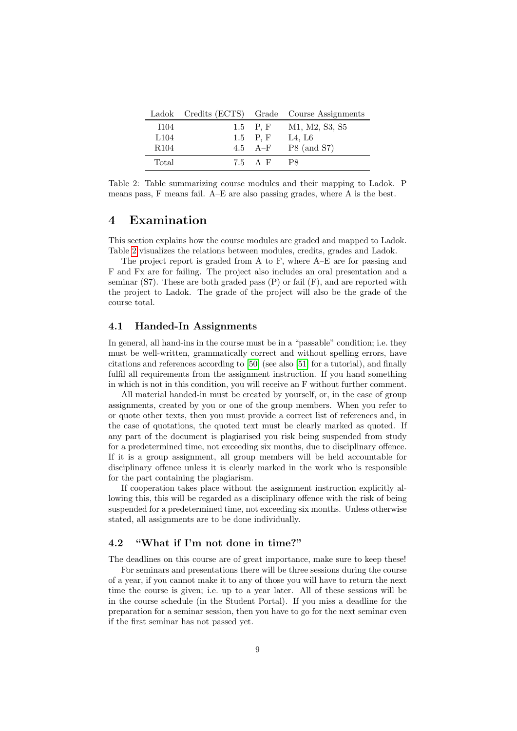| Ladok | Credits (ECTS) | Grade | Course Assignments |
|---|---|---|---|
| I104 | 1.5 | P, F | M1, M2, S3, S5 |
| L104 | 1.5 | P, F | L4, L6 |
| R104 | 4.5 | A–F | P8 (and S7) |
| Total | 7.5 | A–F | P8 |

Table 2: Table summarizing course modules and their mapping to Ladok. P means pass, F means fail. A–E are also passing grades, where A is the best.

# 4 Examination

This section explains how the course modules are graded and mapped to Ladok. Table 2 visualizes the relations between modules, credits, grades and Ladok.

The project report is graded from A to F, where A–E are for passing and F and Fx are for failing. The project also includes an oral presentation and a seminar (S7). These are both graded pass (P) or fail (F), and are reported with the project to Ladok. The grade of the project will also be the grade of the course total.

## 4.1 Handed-In Assignments

In general, all hand-ins in the course must be in a "passable" condition; i.e. they must be well-written, grammatically correct and without spelling errors, have citations and references according to [50] (see also [51] for a tutorial), and finally fulfil all requirements from the assignment instruction. If you hand something in which is not in this condition, you will receive an F without further comment.

All material handed-in must be created by yourself, or, in the case of group assignments, created by you or one of the group members. When you refer to or quote other texts, then you must provide a correct list of references and, in the case of quotations, the quoted text must be clearly marked as quoted. If any part of the document is plagiarised you risk being suspended from study for a predetermined time, not exceeding six months, due to disciplinary offence. If it is a group assignment, all group members will be held accountable for disciplinary offence unless it is clearly marked in the work who is responsible for the part containing the plagiarism.

If cooperation takes place without the assignment instruction explicitly allowing this, this will be regarded as a disciplinary offence with the risk of being suspended for a predetermined time, not exceeding six months. Unless otherwise stated, all assignments are to be done individually.

## 4.2 "What if I'm not done in time?"

The deadlines on this course are of great importance, make sure to keep these!

For seminars and presentations there will be three sessions during the course of a year, if you cannot make it to any of those you will have to return the next time the course is given; i.e. up to a year later. All of these sessions will be in the course schedule (in the Student Portal). If you miss a deadline for the preparation for a seminar session, then you have to go for the next seminar even if the first seminar has not passed yet.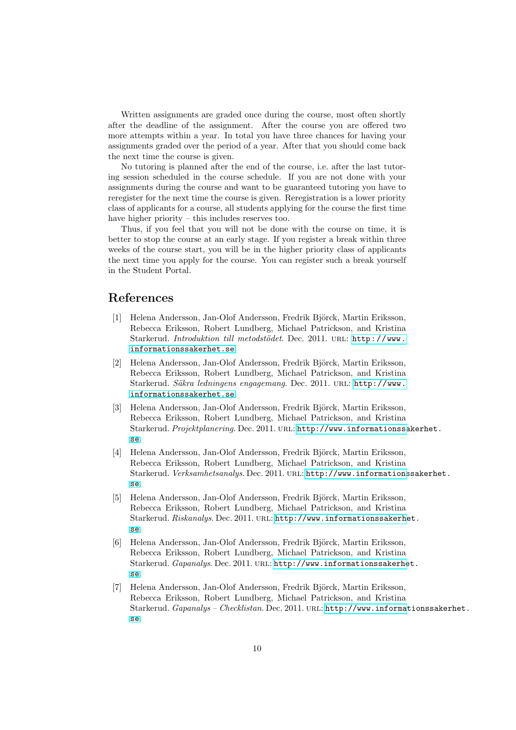Written assignments are graded once during the course, most often shortly after the deadline of the assignment. After the course you are offered two more attempts within a year. In total you have three chances for having your assignments graded over the period of a year. After that you should come back the next time the course is given.

No tutoring is planned after the end of the course, i.e. after the last tutoring session scheduled in the course schedule. If you are not done with your assignments during the course and want to be guaranteed tutoring you have to reregister for the next time the course is given. Reregistration is a lower priority class of applicants for a course, all students applying for the course the first time have higher priority – this includes reserves too.

Thus, if you feel that you will not be done with the course on time, it is better to stop the course at an early stage. If you register a break within three weeks of the course start, you will be in the higher priority class of applicants the next time you apply for the course. You can register such a break yourself in the Student Portal.

## References

[1] Helena Andersson, Jan-Olof Andersson, Fredrik Björck, Martin Eriksson, Rebecca Eriksson, Robert Lundberg, Michael Patrickson, and Kristina Starkerud. *Introduktion till metodstödet*. Dec. 2011. URL: http://www.informationssakerhet.se

[2] Helena Andersson, Jan-Olof Andersson, Fredrik Björck, Martin Eriksson, Rebecca Eriksson, Robert Lundberg, Michael Patrickson, and Kristina Starkerud. *Säkra ledningens engagemang*. Dec. 2011. URL: http://www.informationssakerhet.se

[3] Helena Andersson, Jan-Olof Andersson, Fredrik Björck, Martin Eriksson, Rebecca Eriksson, Robert Lundberg, Michael Patrickson, and Kristina Starkerud. *Projektplanering*. Dec. 2011. URL: http://www.informationssakerhet.se

[4] Helena Andersson, Jan-Olof Andersson, Fredrik Björck, Martin Eriksson, Rebecca Eriksson, Robert Lundberg, Michael Patrickson, and Kristina Starkerud. *Verksamhetsanalys*. Dec. 2011. URL: http://www.informationssakerhet.se

[5] Helena Andersson, Jan-Olof Andersson, Fredrik Björck, Martin Eriksson, Rebecca Eriksson, Robert Lundberg, Michael Patrickson, and Kristina Starkerud. *Riskanalys*. Dec. 2011. URL: http://www.informationssakerhet.se

[6] Helena Andersson, Jan-Olof Andersson, Fredrik Björck, Martin Eriksson, Rebecca Eriksson, Robert Lundberg, Michael Patrickson, and Kristina Starkerud. *Gapanalys*. Dec. 2011. URL: http://www.informationssakerhet.se

[7] Helena Andersson, Jan-Olof Andersson, Fredrik Björck, Martin Eriksson, Rebecca Eriksson, Robert Lundberg, Michael Patrickson, and Kristina Starkerud. *Gapanalys – Checklistan*. Dec. 2011. URL: http://www.informationssakerhet.se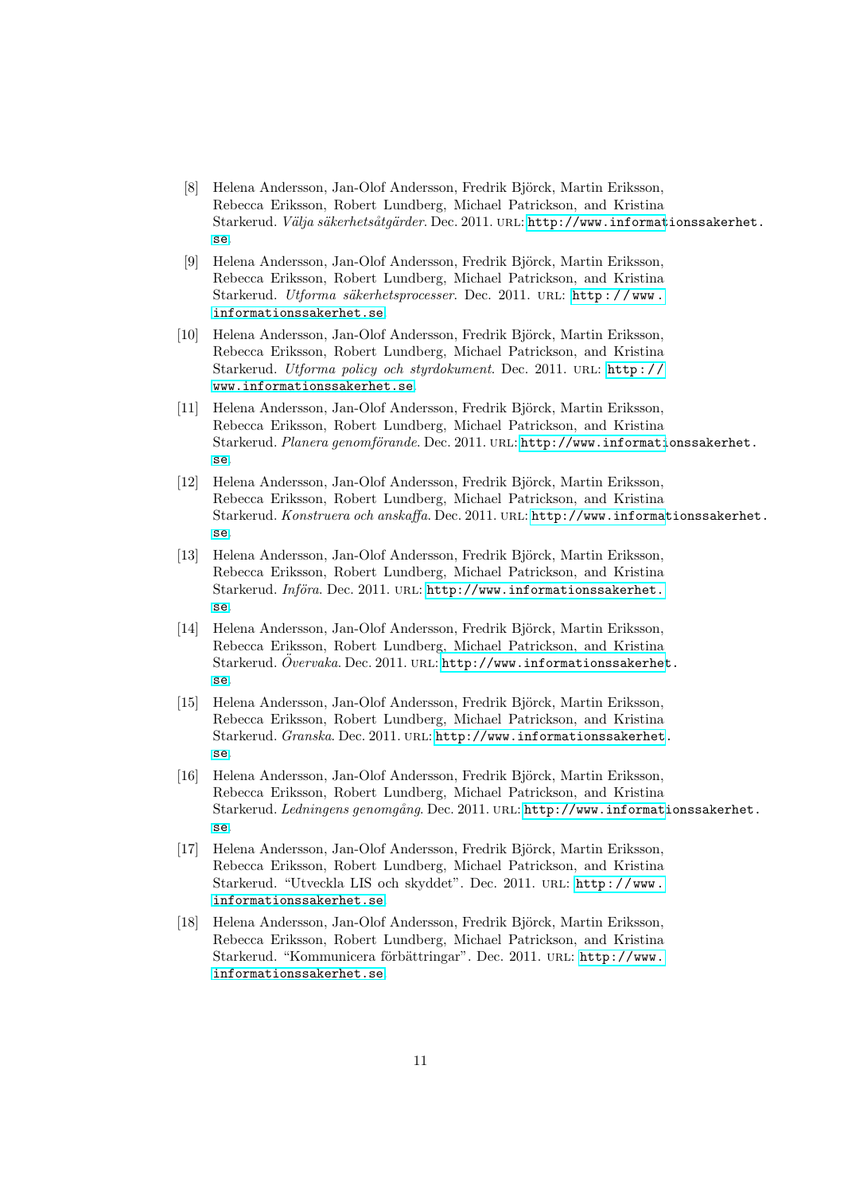[8] Helena Andersson, Jan-Olof Andersson, Fredrik Björck, Martin Eriksson, Rebecca Eriksson, Robert Lundberg, Michael Patrickson, and Kristina Starkerud. *Välja säkerhetsåtgärder*. Dec. 2011. URL: http://www.informationssakerhet.se

[9] Helena Andersson, Jan-Olof Andersson, Fredrik Björck, Martin Eriksson, Rebecca Eriksson, Robert Lundberg, Michael Patrickson, and Kristina Starkerud. *Utforma säkerhetsprocesser*. Dec. 2011. URL: http://www.informationssakerhet.se

[10] Helena Andersson, Jan-Olof Andersson, Fredrik Björck, Martin Eriksson, Rebecca Eriksson, Robert Lundberg, Michael Patrickson, and Kristina Starkerud. *Utforma policy och styrdokument*. Dec. 2011. URL: http://www.informationssakerhet.se

[11] Helena Andersson, Jan-Olof Andersson, Fredrik Björck, Martin Eriksson, Rebecca Eriksson, Robert Lundberg, Michael Patrickson, and Kristina Starkerud. *Planera genomförande*. Dec. 2011. URL: http://www.informationssakerhet.se

[12] Helena Andersson, Jan-Olof Andersson, Fredrik Björck, Martin Eriksson, Rebecca Eriksson, Robert Lundberg, Michael Patrickson, and Kristina Starkerud. *Konstruera och anskaffa*. Dec. 2011. URL: http://www.informationssakerhet.se

[13] Helena Andersson, Jan-Olof Andersson, Fredrik Björck, Martin Eriksson, Rebecca Eriksson, Robert Lundberg, Michael Patrickson, and Kristina Starkerud. *Införa*. Dec. 2011. URL: http://www.informationssakerhet.se

[14] Helena Andersson, Jan-Olof Andersson, Fredrik Björck, Martin Eriksson, Rebecca Eriksson, Robert Lundberg, Michael Patrickson, and Kristina Starkerud. *Övervaka*. Dec. 2011. URL: http://www.informationssakerhet.se

[15] Helena Andersson, Jan-Olof Andersson, Fredrik Björck, Martin Eriksson, Rebecca Eriksson, Robert Lundberg, Michael Patrickson, and Kristina Starkerud. *Granska*. Dec. 2011. URL: http://www.informationssakerhet.se

[16] Helena Andersson, Jan-Olof Andersson, Fredrik Björck, Martin Eriksson, Rebecca Eriksson, Robert Lundberg, Michael Patrickson, and Kristina Starkerud. *Ledningens genomgång*. Dec. 2011. URL: http://www.informationssakerhet.se

[17] Helena Andersson, Jan-Olof Andersson, Fredrik Björck, Martin Eriksson, Rebecca Eriksson, Robert Lundberg, Michael Patrickson, and Kristina Starkerud. "Utveckla LIS och skyddet". Dec. 2011. URL: http://www.informationssakerhet.se

[18] Helena Andersson, Jan-Olof Andersson, Fredrik Björck, Martin Eriksson, Rebecca Eriksson, Robert Lundberg, Michael Patrickson, and Kristina Starkerud. "Kommunicera förbättringar". Dec. 2011. URL: http://www.informationssakerhet.se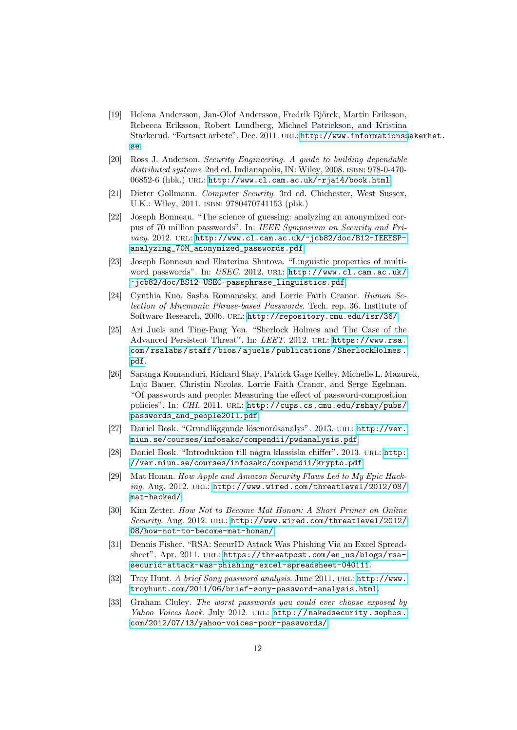[19] Helena Andersson, Jan-Olof Andersson, Fredrik Björck, Martin Eriksson, Rebecca Eriksson, Robert Lundberg, Michael Patrickson, and Kristina Starkerud. “Fortsatt arbete”. Dec. 2011. URL: http://www.informationssakerhet.se.

[20] Ross J. Anderson. *Security Engineering. A guide to building dependable distributed systems*. 2nd ed. Indianapolis, IN: Wiley, 2008. ISBN: 978-0-470-06852-6 (hbk.) URL: http://www.cl.cam.ac.uk/~rja14/book.html.

[21] Dieter Gollmann. *Computer Security*. 3rd ed. Chichester, West Sussex, U.K.: Wiley, 2011. ISBN: 9780470741153 (pbk.)

[22] Joseph Bonneau. “The science of guessing: analyzing an anonymized corpus of 70 million passwords”. In: *IEEE Symposium on Security and Privacy*. 2012. URL: http://www.cl.cam.ac.uk/~jcb82/doc/B12-IEEESP-analyzing_70M_anonymized_passwords.pdf.

[23] Joseph Bonneau and Ekaterina Shutova. “Linguistic properties of multi-word passwords”. In: *USEC*. 2012. URL: http://www.cl.cam.ac.uk/~jcb82/doc/BS12-USEC-passphrase_linguistics.pdf.

[24] Cynthia Kuo, Sasha Romanosky, and Lorrie Faith Cranor. *Human Selection of Mnemonic Phrase-based Passwords*. Tech. rep. 36. Institute of Software Research, 2006. URL: http://repository.cmu.edu/isr/36/.

[25] Ari Juels and Ting-Fang Yen. “Sherlock Holmes and The Case of the Advanced Persistent Threat”. In: *LEET*. 2012. URL: https://www.rsa.com/rsalabs/staff/bios/ajuels/publications/SherlockHolmes.pdf.

[26] Saranga Komanduri, Richard Shay, Patrick Gage Kelley, Michelle L. Mazurek, Lujo Bauer, Christin Nicolas, Lorrie Faith Cranor, and Serge Egelman. “Of passwords and people: Measuring the effect of password-composition policies”. In: *CHI*. 2011. URL: http://cups.cs.cmu.edu/rshay/pubs/passwords_and_people2011.pdf.

[27] Daniel Bosk. “Grundläggande lösenordsanalys”. 2013. URL: http://ver.miun.se/courses/infosakc/compendii/pwdanalysis.pdf.

[28] Daniel Bosk. “Introduktion till några klassiska chiffer”. 2013. URL: http://ver.miun.se/courses/infosakc/compendii/krypto.pdf.

[29] Mat Honan. *How Apple and Amazon Security Flaws Led to My Epic Hacking*. Aug. 2012. URL: http://www.wired.com/threatlevel/2012/08/mat-hacked/.

[30] Kim Zetter. *How Not to Become Mat Honan: A Short Primer on Online Security*. Aug. 2012. URL: http://www.wired.com/threatlevel/2012/08/how-not-to-become-mat-honan/.

[31] Dennis Fisher. “RSA: SecurID Attack Was Phishing Via an Excel Spreadsheet”. Apr. 2011. URL: https://threatpost.com/en_us/blogs/rsa-securid-attack-was-phishing-excel-spreadsheet-040111.

[32] Troy Hunt. *A brief Sony password analysis*. June 2011. URL: http://www.troyhunt.com/2011/06/brief-sony-password-analysis.html.

[33] Graham Cluley. *The worst passwords you could ever choose exposed by Yahoo Voices hack*. July 2012. URL: http://nakedsecurity.sophos.com/2012/07/13/yahoo-voices-poor-passwords/.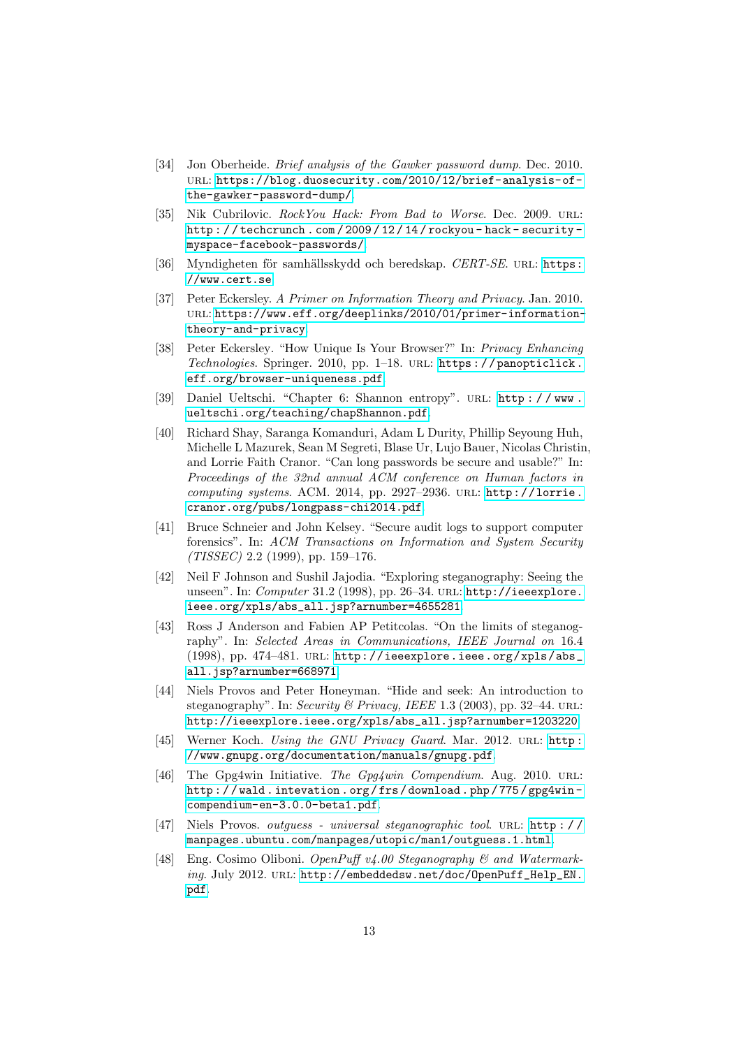[34] Jon Oberheide. *Brief analysis of the Gawker password dump*. Dec. 2010. URL: https://blog.duosecurity.com/2010/12/brief-analysis-of-the-gawker-password-dump/.

[35] Nik Cubrilovic. *RockYou Hack: From Bad to Worse*. Dec. 2009. URL: http://techcrunch.com/2009/12/14/rockyou-hack-security-myspace-facebook-passwords/.

[36] Myndigheten för samhällsskydd och beredskap. *CERT-SE*. URL: https://www.cert.se.

[37] Peter Eckersley. *A Primer on Information Theory and Privacy*. Jan. 2010. URL: https://www.eff.org/deeplinks/2010/01/primer-information-theory-and-privacy.

[38] Peter Eckersley. "How Unique Is Your Browser?" In: *Privacy Enhancing Technologies*. Springer. 2010, pp. 1–18. URL: https://panopticlick.eff.org/browser-uniqueness.pdf.

[39] Daniel Ueltschi. "Chapter 6: Shannon entropy". URL: http://www.ueltschi.org/teaching/chapShannon.pdf.

[40] Richard Shay, Saranga Komanduri, Adam L Durity, Phillip Seyoung Huh, Michelle L Mazurek, Sean M Segreti, Blase Ur, Lujo Bauer, Nicolas Christin, and Lorrie Faith Cranor. "Can long passwords be secure and usable?" In: *Proceedings of the 32nd annual ACM conference on Human factors in computing systems*. ACM. 2014, pp. 2927–2936. URL: http://lorrie.cranor.org/pubs/longpass-chi2014.pdf.

[41] Bruce Schneier and John Kelsey. "Secure audit logs to support computer forensics". In: *ACM Transactions on Information and System Security (TISSEC)* 2.2 (1999), pp. 159–176.

[42] Neil F Johnson and Sushil Jajodia. "Exploring steganography: Seeing the unseen". In: *Computer* 31.2 (1998), pp. 26–34. URL: http://ieeexplore.ieee.org/xpls/abs_all.jsp?arnumber=4655281.

[43] Ross J Anderson and Fabien AP Petitcolas. "On the limits of steganography". In: *Selected Areas in Communications, IEEE Journal on* 16.4 (1998), pp. 474–481. URL: http://ieeexplore.ieee.org/xpls/abs_all.jsp?arnumber=668971.

[44] Niels Provos and Peter Honeyman. "Hide and seek: An introduction to steganography". In: *Security & Privacy, IEEE* 1.3 (2003), pp. 32–44. URL: http://ieeexplore.ieee.org/xpls/abs_all.jsp?arnumber=1203220.

[45] Werner Koch. *Using the GNU Privacy Guard*. Mar. 2012. URL: http://www.gnupg.org/documentation/manuals/gnupg.pdf.

[46] The Gpg4win Initiative. *The Gpg4win Compendium*. Aug. 2010. URL: http://wald.intevation.org/frs/download.php/775/gpg4win-compendium-en-3.0.0-beta1.pdf.

[47] Niels Provos. *outguess - universal steganographic tool*. URL: http://manpages.ubuntu.com/manpages/utopic/man1/outguess.1.html.

[48] Eng. Cosimo Oliboni. *OpenPuff v4.00 Steganography & and Watermarking*. July 2012. URL: http://embeddedsw.net/doc/OpenPuff_Help_EN.pdf.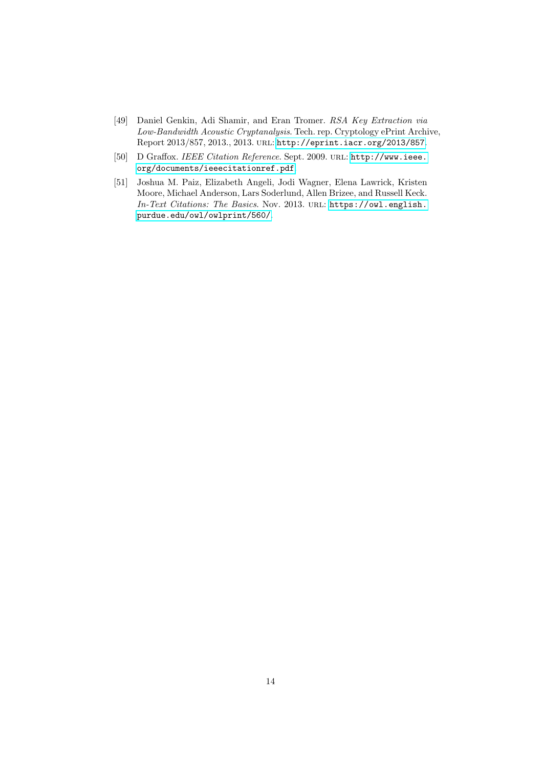[49] Daniel Genkin, Adi Shamir, and Eran Tromer. *RSA Key Extraction via Low-Bandwidth Acoustic Cryptanalysis*. Tech. rep. Cryptology ePrint Archive, Report 2013/857, 2013., 2013. URL: http://eprint.iacr.org/2013/857.

[50] D Graffox. *IEEE Citation Reference*. Sept. 2009. URL: http://www.ieee.org/documents/ieeecitationref.pdf.

[51] Joshua M. Paiz, Elizabeth Angeli, Jodi Wagner, Elena Lawrick, Kristen Moore, Michael Anderson, Lars Soderlund, Allen Brizee, and Russell Keck. *In-Text Citations: The Basics*. Nov. 2013. URL: https://owl.english.purdue.edu/owl/owlprint/560/.